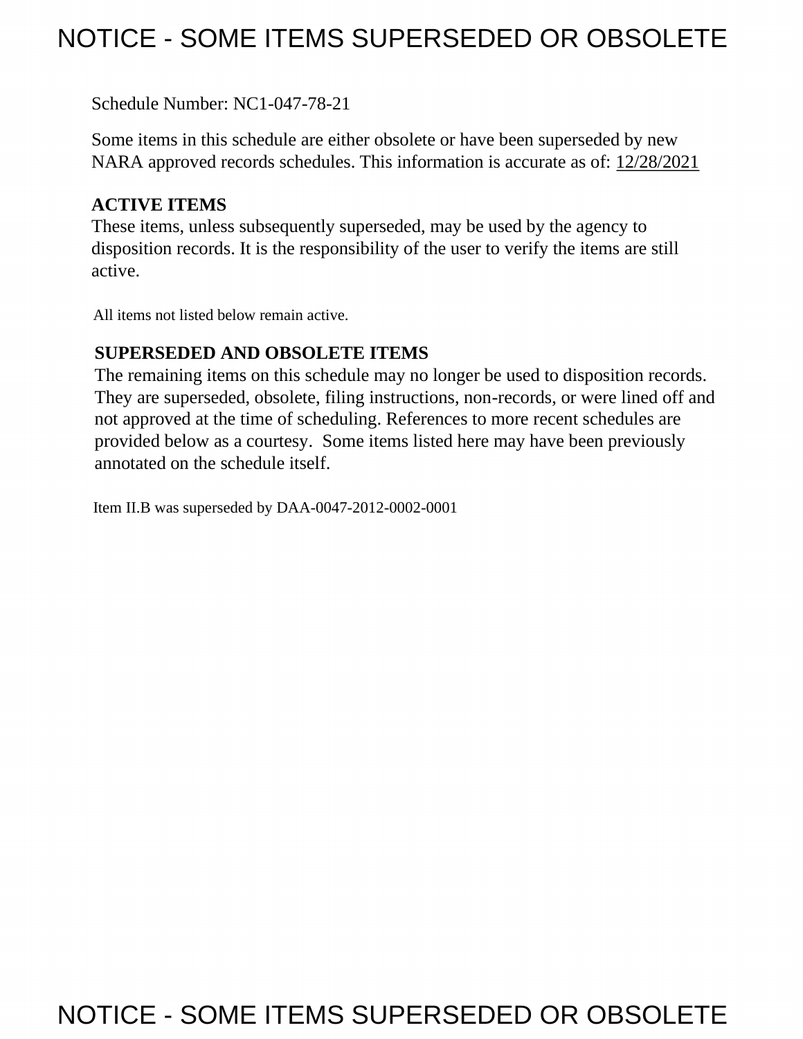# NOTICE - SOME ITEMS SUPERSEDED OR OBSOLETE

Schedule Number: NC1-047-78-21

Some items in this schedule are either obsolete or have been superseded by new NARA approved records schedules. This information is accurate as of: 12/28/2021

**ACTIVE ITEMS**

These items, unless subsequently superseded, may be used by the agency to disposition records. It is the responsibility of the user to verify the items are still active.

All items not listed below remain active.

**SUPERSEDED AND OBSOLETE ITEMS**

The remaining items on this schedule may no longer be used to disposition records. They are superseded, obsolete, filing instructions, non-records, or were lined off and not approved at the time of scheduling. References to more recent schedules are provided below as a courtesy. Some items listed here may have been previously annotated on the schedule itself.

Item II.B was superseded by DAA-0047-2012-0002-0001

# NOTICE - SOME ITEMS SUPERSEDED OR OBSOLETE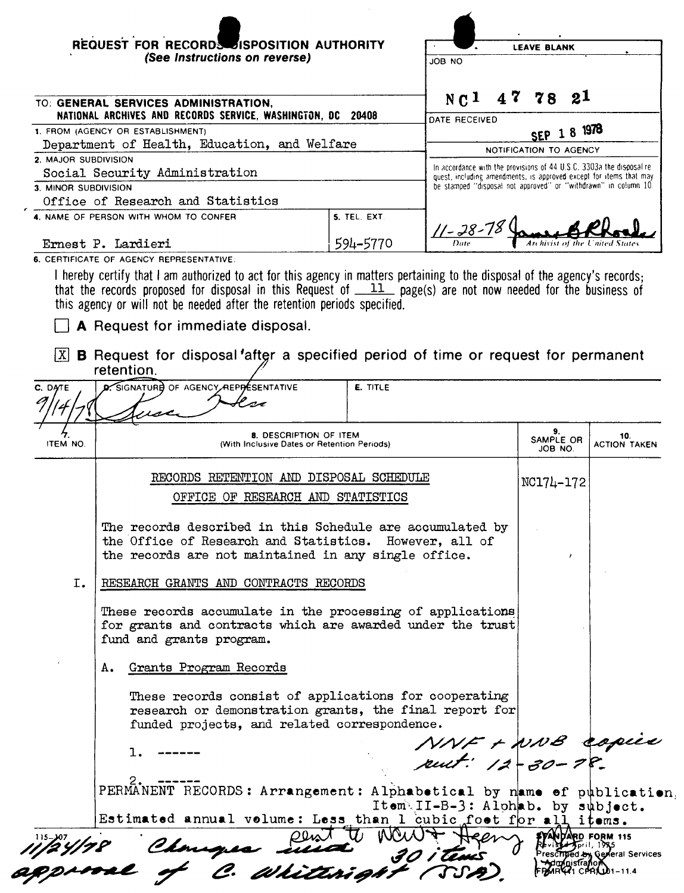# REQUEST FOR RECORDS DISPOSITION AUTHORITY

*(See Instructions on reverse)*

| LEAVE BLANK |
|---|
| JOB NO: NC1 47 78 21 |
| DATE RECEIVED: SEP 18 1978 |
| NOTIFICATION TO AGENCY |
| In accordance with the provisions of 44 U.S.C. 3303a the disposal request, including amendments, is approved except for items that may be stamped "disposal not approved" or "withdrawn" in column 10. |
| 11-28-78 (Date) — [signature] Archivist of the United States |

TO: **GENERAL SERVICES ADMINISTRATION, NATIONAL ARCHIVES AND RECORDS SERVICE, WASHINGTON, DC 20408**

1. FROM (AGENCY OR ESTABLISHMENT): Department of Health, Education, and Welfare
2. MAJOR SUBDIVISION: Social Security Administration
3. MINOR SUBDIVISION: Office of Research and Statistics
4. NAME OF PERSON WITH WHOM TO CONFER: Ernest P. Lardieri
5. TEL. EXT.: 594-5770

6. CERTIFICATE OF AGENCY REPRESENTATIVE:

I hereby certify that I am authorized to act for this agency in matters pertaining to the disposal of the agency's records; that the records proposed for disposal in this Request of 11 page(s) are not now needed for the business of this agency or will not be needed after the retention periods specified.

☐ **A** Request for immediate disposal.

☒ **B** Request for disposal after a specified period of time or request for permanent retention.

| C. DATE | D. SIGNATURE OF AGENCY REPRESENTATIVE | E. TITLE |
|---|---|---|
| 9/14/78 | [signature] | |

| 7. ITEM NO. | 8. DESCRIPTION OF ITEM (With Inclusive Dates or Retention Periods) | 9. SAMPLE OR JOB NO. | 10. ACTION TAKEN |
|---|---|---|---|
| | RECORDS RETENTION AND DISPOSAL SCHEDULE<br>OFFICE OF RESEARCH AND STATISTICS | NC174-172 | |
| | The records described in this Schedule are accumulated by the Office of Research and Statistics. However, all of the records are not maintained in any single office. | | |
| I. | RESEARCH GRANTS AND CONTRACTS RECORDS | | |
| | These records accumulate in the processing of applications for grants and contracts which are awarded under the trust fund and grants program. | | |
| | A. Grants Program Records | | |
| | These records consist of applications for cooperating research or demonstration grants, the final report for funded projects, and related correspondence. | | |
| | 1. ------ | NNF + NNB copies sent: 12-30-78. | |
| | 2. ------ | | |

PERMANENT RECORDS: Arrangement: Alphabetical by name of publication, Item II-B-3: Alphab. by subject.
Estimated annual volume: Less than 1 cubic foot for all items.

11/24/78 Changes made with approval of C. Whitright (SSA). Sent to NCW + Agency 30 items

115-107

STANDARD FORM 115
Revised April, 1975
Prescribed by General Services Administration
FPMR (41 CFR) 101-11.4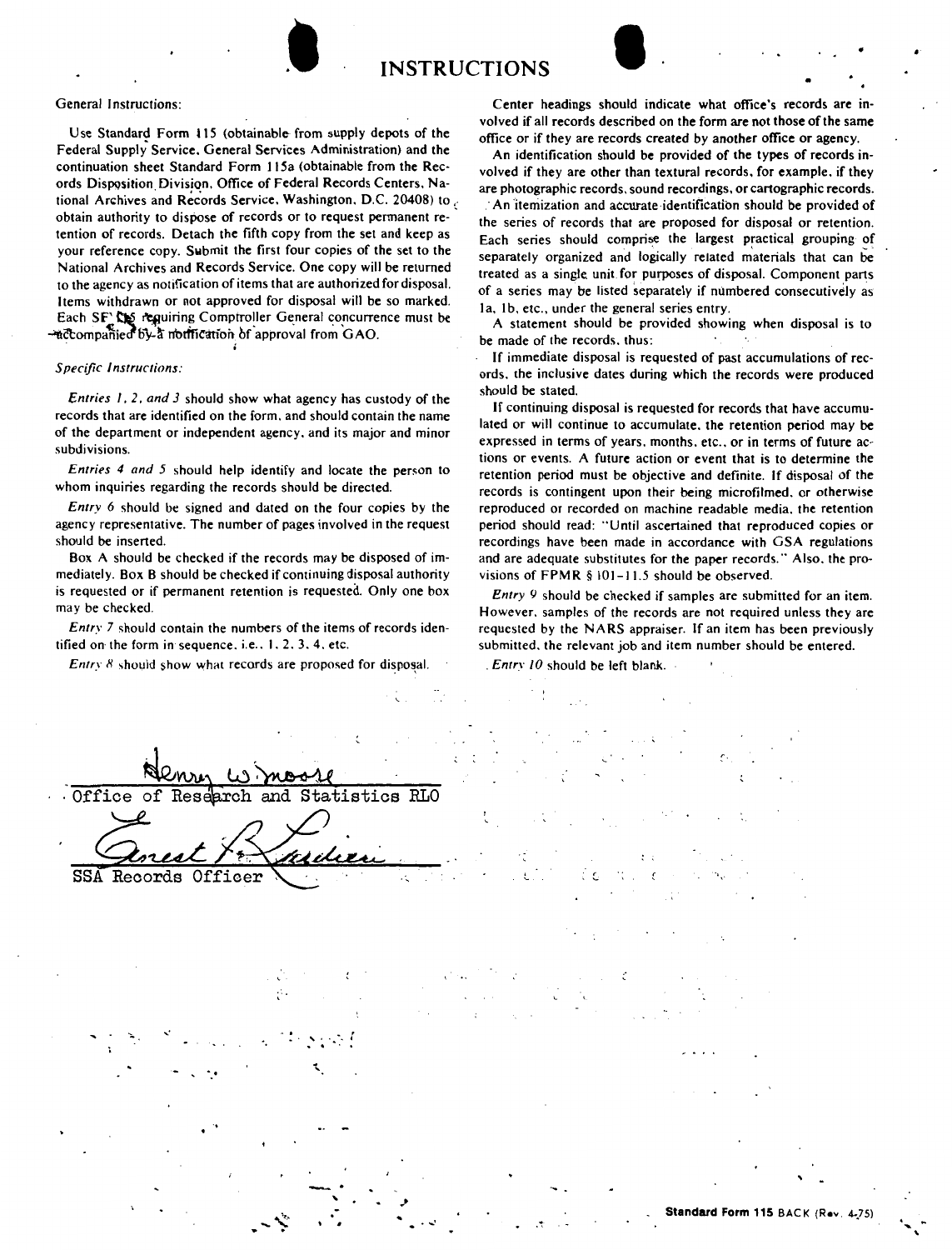# INSTRUCTIONS

General Instructions:

Use Standard Form 115 (obtainable from supply depots of the Federal Supply Service, General Services Administration) and the continuation sheet Standard Form 115a (obtainable from the Records Disposition Division, Office of Federal Records Centers, National Archives and Records Service, Washington, D.C. 20408) to obtain authority to dispose of records or to request permanent retention of records. Detach the fifth copy from the set and keep as your reference copy. Submit the first four copies of the set to the National Archives and Records Service. One copy will be returned to the agency as notification of items that are authorized for disposal. Items withdrawn or not approved for disposal will be so marked. Each SF 115 requiring Comptroller General concurrence must be accompanied by a notification of approval from GAO.

*Specific Instructions:*

*Entries 1, 2, and 3* should show what agency has custody of the records that are identified on the form, and should contain the name of the department or independent agency, and its major and minor subdivisions.

*Entries 4 and 5* should help identify and locate the person to whom inquiries regarding the records should be directed.

*Entry 6* should be signed and dated on the four copies by the agency representative. The number of pages involved in the request should be inserted.

Box A should be checked if the records may be disposed of immediately. Box B should be checked if continuing disposal authority is requested or if permanent retention is requested. Only one box may be checked.

*Entry 7* should contain the numbers of the items of records identified on the form in sequence, i.e., 1, 2, 3, 4, etc.

*Entry 8* should show what records are proposed for disposal.

Center headings should indicate what office's records are involved if all records described on the form are not those of the same office or if they are records created by another office or agency.

An identification should be provided of the types of records involved if they are other than textural records, for example, if they are photographic records, sound recordings, or cartographic records.

An itemization and accurate identification should be provided of the series of records that are proposed for disposal or retention. Each series should comprise the largest practical grouping of separately organized and logically related materials that can be treated as a single unit for purposes of disposal. Component parts of a series may be listed separately if numbered consecutively as 1a, 1b, etc., under the general series entry.

A statement should be provided showing when disposal is to be made of the records, thus:

If immediate disposal is requested of past accumulations of records, the inclusive dates during which the records were produced should be stated.

If continuing disposal is requested for records that have accumulated or will continue to accumulate, the retention period may be expressed in terms of years, months, etc., or in terms of future actions or events. A future action or event that is to determine the retention period must be objective and definite. If disposal of the records is contingent upon their being microfilmed, or otherwise reproduced or recorded on machine readable media, the retention period should read: "Until ascertained that reproduced copies or recordings have been made in accordance with GSA regulations and are adequate substitutes for the paper records." Also, the provisions of FPMR § 101-11.5 should be observed.

*Entry 9* should be checked if samples are submitted for an item. However, samples of the records are not required unless they are requested by the NARS appraiser. If an item has been previously submitted, the relevant job and item number should be entered.

*Entry 10* should be left blank.

Henry W. Moore
Office of Research and Statistics RLO

Ernest P. Lardieri
SSA Records Officer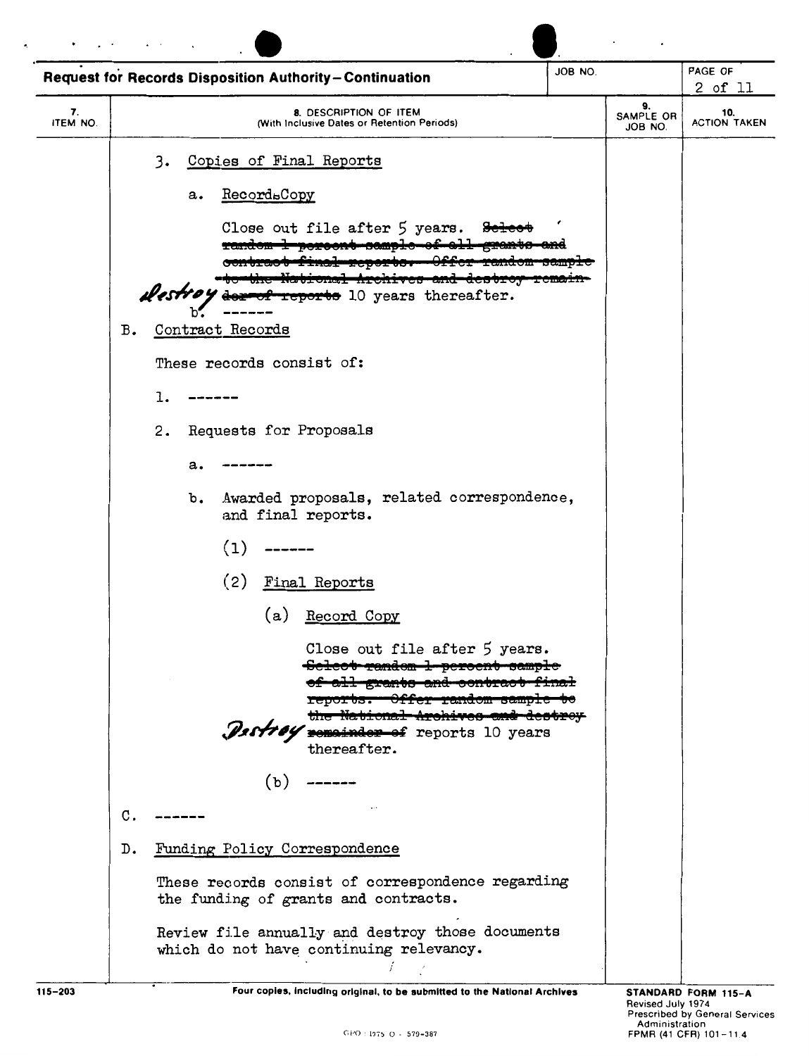**Request for Records Disposition Authority – Continuation**

| JOB NO. | PAGE OF |
|---|---|
| | 2 of 11 |

| 7. ITEM NO. | 8. DESCRIPTION OF ITEM (With Inclusive Dates or Retention Periods) | 9. SAMPLE OR JOB NO. | 10. ACTION TAKEN |
|---|---|---|---|

3. Copies of Final Reports

    a. Record Copy

    Close out file after 5 years. ~~Select random 1 percent sample of all grants and contract final reports. Offer random sample to the National Archives and destroy remainder of reports~~ *Destroy* 10 years thereafter.

    b. ------

B. Contract Records

These records consist of:

1. ------

2. Requests for Proposals

    a. ------

    b. Awarded proposals, related correspondence, and final reports.

        (1) ------

        (2) Final Reports

            (a) Record Copy

            Close out file after 5 years. ~~Select random 1 percent sample of all grants and contract final reports. Offer random sample to the National Archives and destroy remainder of~~ *Destroy* reports 10 years thereafter.

            (b) ------

C. ------

D. Funding Policy Correspondence

These records consist of correspondence regarding the funding of grants and contracts.

Review file annually and destroy those documents which do not have continuing relevancy.

115-203 — Four copies, including original, to be submitted to the National Archives — STANDARD FORM 115-A, Revised July 1974, Prescribed by General Services Administration, FPMR (41 CFR) 101-11.4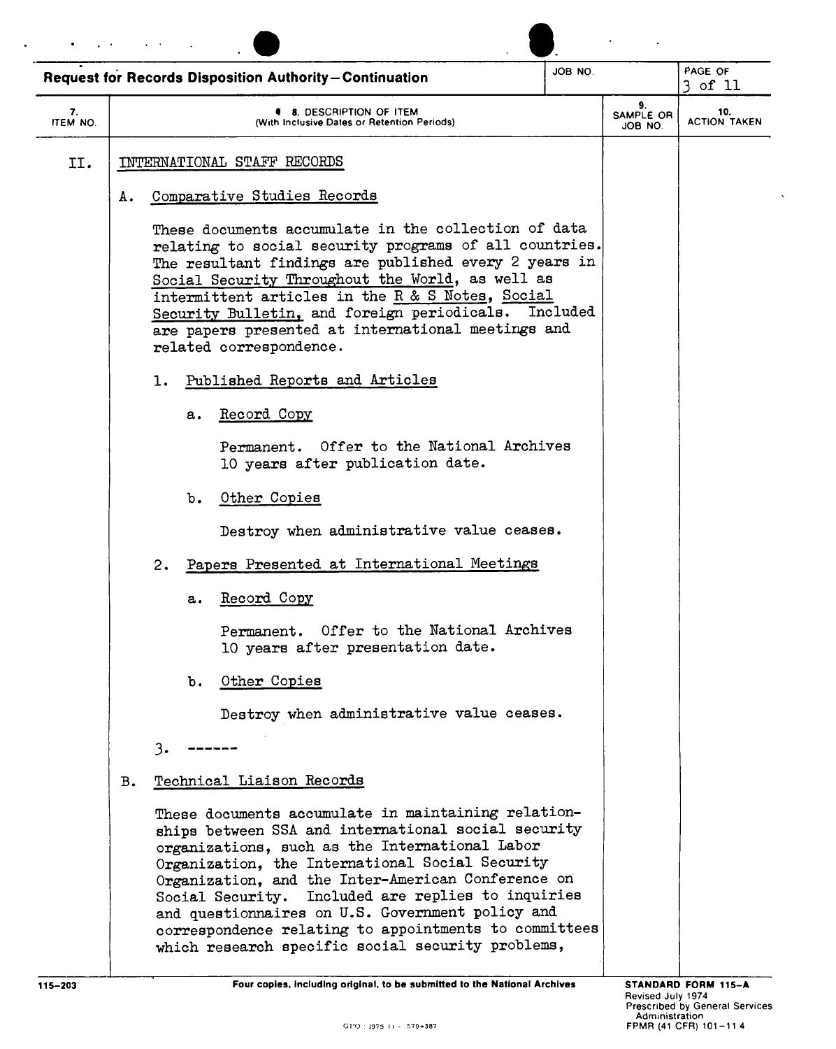**Request for Records Disposition Authority—Continuation**

| 7. ITEM NO. | 8. DESCRIPTION OF ITEM (With Inclusive Dates or Retention Periods) | 9. SAMPLE OR JOB NO. | 10. ACTION TAKEN |
|---|---|---|---|
| II. | INTERNATIONAL STAFF RECORDS | | |

II. INTERNATIONAL STAFF RECORDS

A. Comparative Studies Records

These documents accumulate in the collection of data relating to social security programs of all countries. The resultant findings are published every 2 years in Social Security Throughout the World, as well as intermittent articles in the R & S Notes, Social Security Bulletin, and foreign periodicals. Included are papers presented at international meetings and related correspondence.

1. Published Reports and Articles

   a. Record Copy

      Permanent. Offer to the National Archives 10 years after publication date.

   b. Other Copies

      Destroy when administrative value ceases.

2. Papers Presented at International Meetings

   a. Record Copy

      Permanent. Offer to the National Archives 10 years after presentation date.

   b. Other Copies

      Destroy when administrative value ceases.

3. ------

B. Technical Liaison Records

These documents accumulate in maintaining relationships between SSA and international social security organizations, such as the International Labor Organization, the International Social Security Organization, and the Inter-American Conference on Social Security. Included are replies to inquiries and questionnaires on U.S. Government policy and correspondence relating to appointments to committees which research specific social security problems,

115-203 Four copies, including original, to be submitted to the National Archives

STANDARD FORM 115-A
Revised July 1974
Prescribed by General Services Administration
FPMR (41 CFR) 101-11.4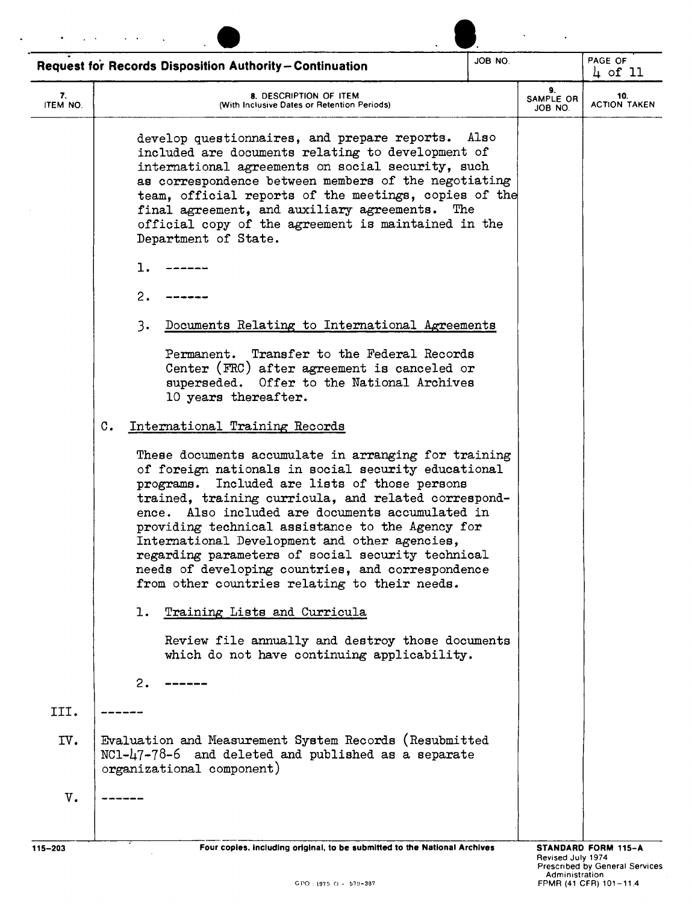**Request for Records Disposition Authority – Continuation**

| 7. ITEM NO. | 8. DESCRIPTION OF ITEM (With Inclusive Dates or Retention Periods) | 9. SAMPLE OR JOB NO. | 10. ACTION TAKEN |
|---|---|---|---|
| | develop questionnaires, and prepare reports. Also included are documents relating to development of international agreements on social security, such as correspondence between members of the negotiating team, official reports of the meetings, copies of the final agreement, and auxiliary agreements. The official copy of the agreement is maintained in the Department of State. | | |
| | 1. ------ | | |
| | 2. ------ | | |
| | 3. Documents Relating to International Agreements | | |
| | Permanent. Transfer to the Federal Records Center (FRC) after agreement is canceled or superseded. Offer to the National Archives 10 years thereafter. | | |
| | C. International Training Records | | |
| | These documents accumulate in arranging for training of foreign nationals in social security educational programs. Included are lists of those persons trained, training curricula, and related correspondence. Also included are documents accumulated in providing technical assistance to the Agency for International Development and other agencies, regarding parameters of social security technical needs of developing countries, and correspondence from other countries relating to their needs. | | |
| | 1. Training Lists and Curricula | | |
| | Review file annually and destroy those documents which do not have continuing applicability. | | |
| | 2. ------ | | |
| III. | ------ | | |
| IV. | Evaluation and Measurement System Records (Resubmitted NC1-47-78-6 and deleted and published as a separate organizational component) | | |
| V. | ------ | | |

Four copies, including original, to be submitted to the National Archives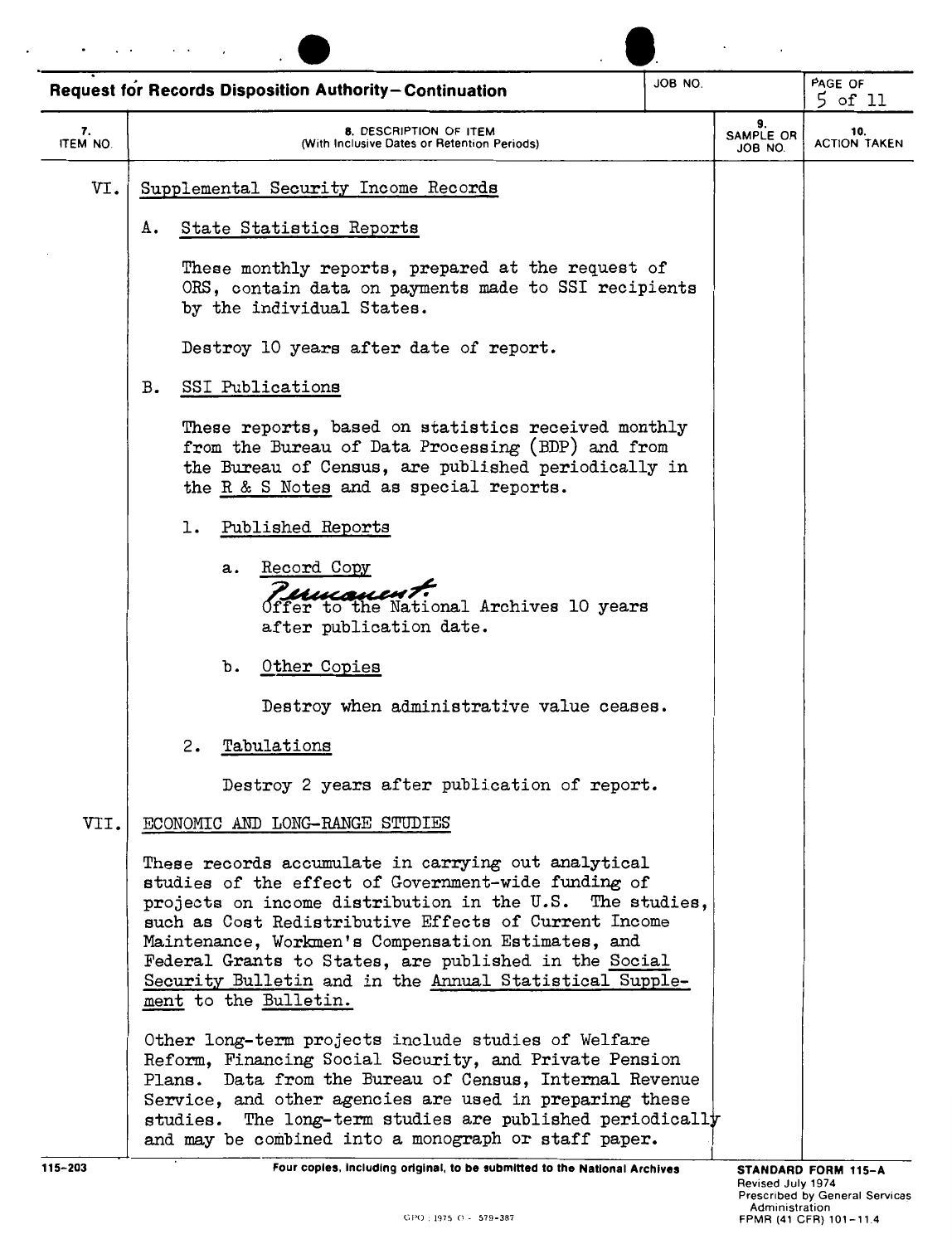**Request for Records Disposition Authority—Continuation**

| 7. ITEM NO. | 8. DESCRIPTION OF ITEM (With Inclusive Dates or Retention Periods) | 9. SAMPLE OR JOB NO. | 10. ACTION TAKEN |
|---|---|---|---|

VI. Supplemental Security Income Records

A. State Statistics Reports

These monthly reports, prepared at the request of ORS, contain data on payments made to SSI recipients by the individual States.

Destroy 10 years after date of report.

B. SSI Publications

These reports, based on statistics received monthly from the Bureau of Data Processing (BDP) and from the Bureau of Census, are published periodically in the R & S Notes and as special reports.

1. Published Reports

   a. Record Copy

      *Permanent.* Offer to the National Archives 10 years after publication date.

   b. Other Copies

      Destroy when administrative value ceases.

2. Tabulations

   Destroy 2 years after publication of report.

VII. ECONOMIC AND LONG-RANGE STUDIES

These records accumulate in carrying out analytical studies of the effect of Government-wide funding of projects on income distribution in the U.S. The studies, such as Cost Redistributive Effects of Current Income Maintenance, Workmen's Compensation Estimates, and Federal Grants to States, are published in the Social Security Bulletin and in the Annual Statistical Supplement to the Bulletin.

Other long-term projects include studies of Welfare Reform, Financing Social Security, and Private Pension Plans. Data from the Bureau of Census, Internal Revenue Service, and other agencies are used in preparing these studies. The long-term studies are published periodically and may be combined into a monograph or staff paper.

115-203

Four copies, including original, to be submitted to the National Archives

STANDARD FORM 115-A
Revised July 1974
Prescribed by General Services Administration
FPMR (41 CFR) 101-11.4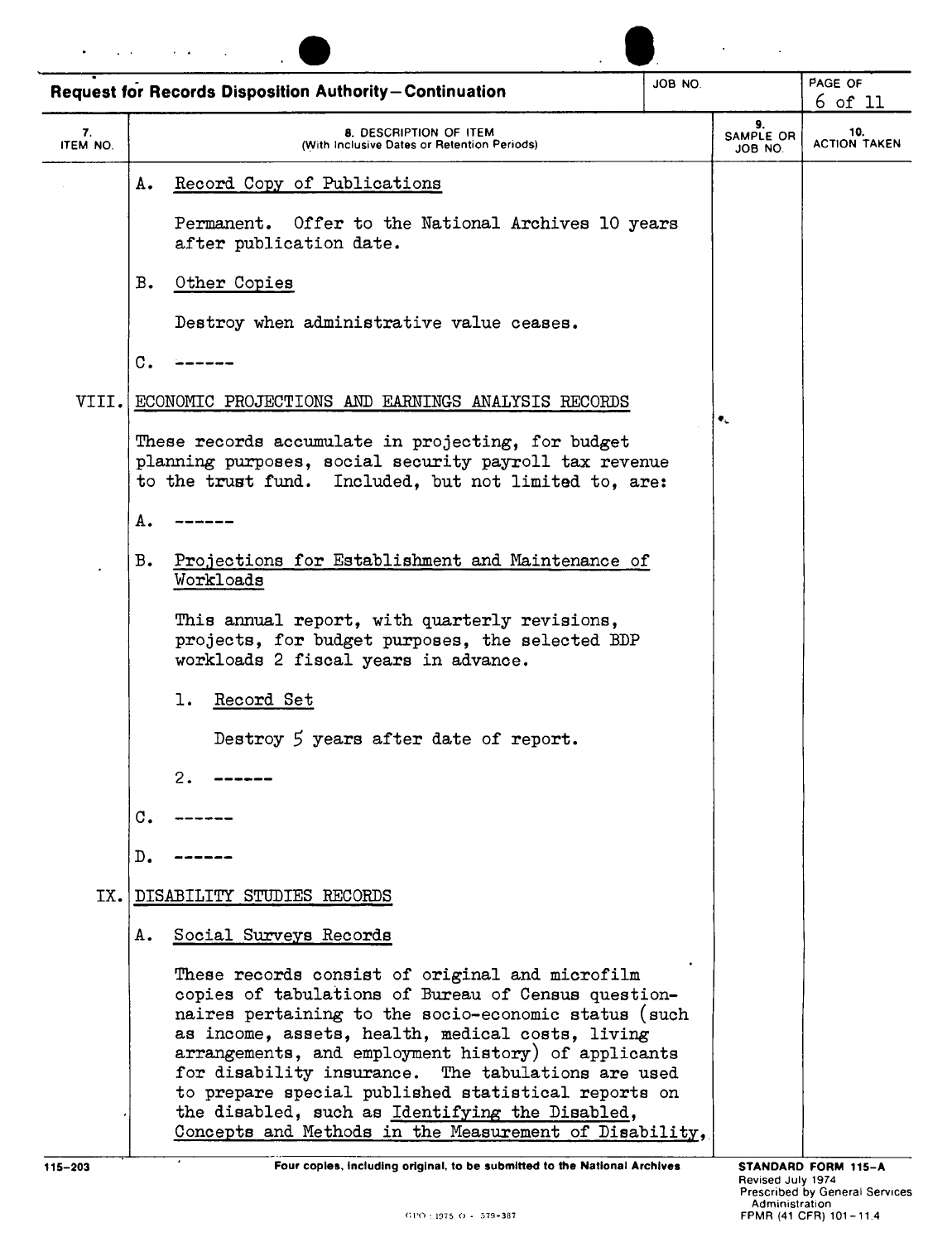**Request for Records Disposition Authority—Continuation**

| 7. ITEM NO. | 8. DESCRIPTION OF ITEM (With Inclusive Dates or Retention Periods) | 9. SAMPLE OR JOB NO. | 10. ACTION TAKEN |
|---|---|---|---|

A. Record Copy of Publications

Permanent. Offer to the National Archives 10 years after publication date.

B. Other Copies

Destroy when administrative value ceases.

C. ------

**VIII. ECONOMIC PROJECTIONS AND EARNINGS ANALYSIS RECORDS**

These records accumulate in projecting, for budget planning purposes, social security payroll tax revenue to the trust fund. Included, but not limited to, are:

A. ------

B. Projections for Establishment and Maintenance of Workloads

This annual report, with quarterly revisions, projects, for budget purposes, the selected BDP workloads 2 fiscal years in advance.

1. Record Set

Destroy 5 years after date of report.

2. ------

C. ------

D. ------

**IX. DISABILITY STUDIES RECORDS**

A. Social Surveys Records

These records consist of original and microfilm copies of tabulations of Bureau of Census questionnaires pertaining to the socio-economic status (such as income, assets, health, medical costs, living arrangements, and employment history) of applicants for disability insurance. The tabulations are used to prepare special published statistical reports on the disabled, such as Identifying the Disabled, Concepts and Methods in the Measurement of Disability,

115-203 Four copies, including original, to be submitted to the National Archives

STANDARD FORM 115-A
Revised July 1974
Prescribed by General Services Administration
FPMR (41 CFR) 101-11.4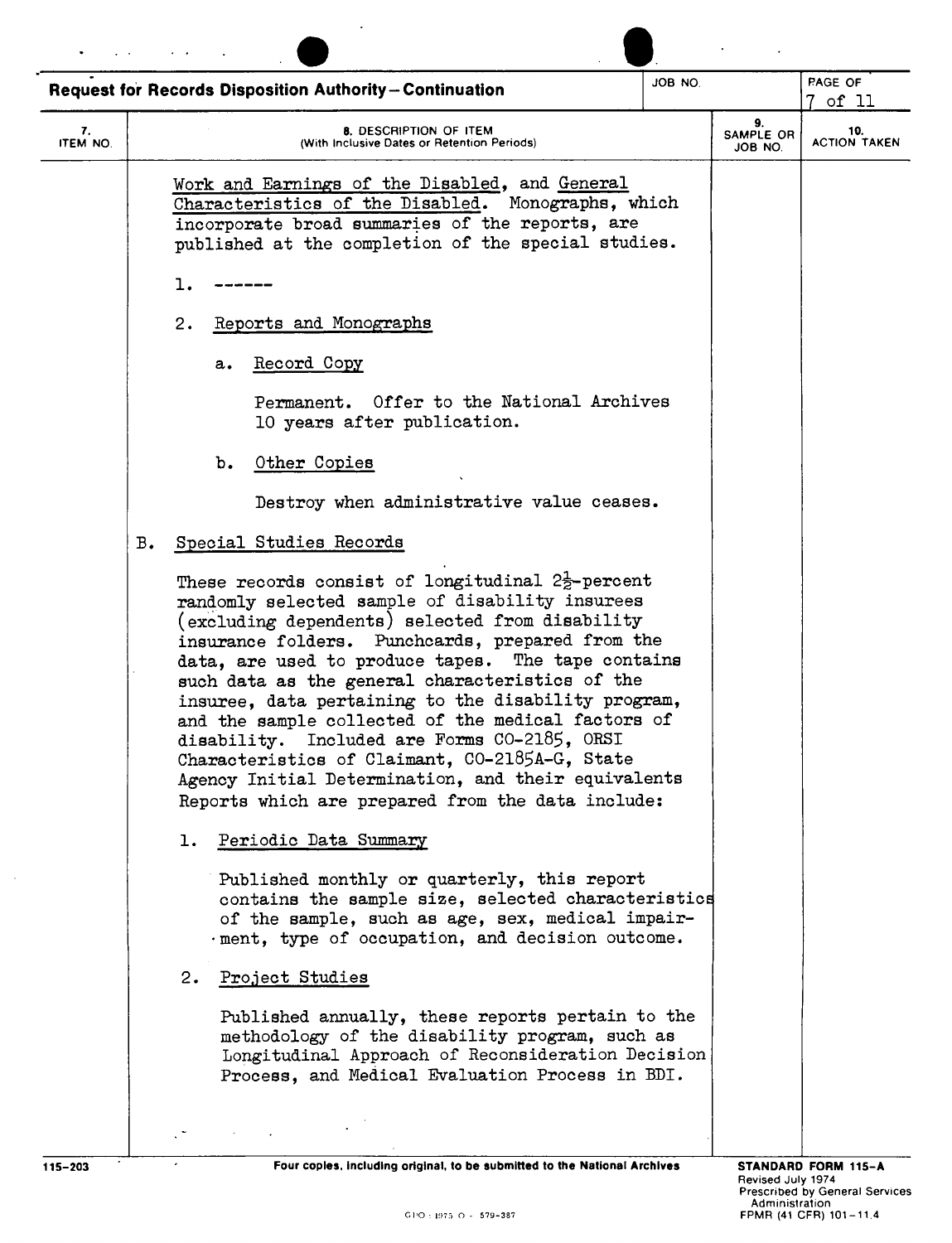Work and Earnings of the Disabled, and General Characteristics of the Disabled. Monographs, which incorporate broad summaries of the reports, are published at the completion of the special studies.

1. ------

2. Reports and Monographs

   a. Record Copy

      Permanent. Offer to the National Archives 10 years after publication.

   b. Other Copies

      Destroy when administrative value ceases.

B. Special Studies Records

These records consist of longitudinal $2\frac{1}{2}$-percent randomly selected sample of disability insurees (excluding dependents) selected from disability insurance folders. Punchcards, prepared from the data, are used to produce tapes. The tape contains such data as the general characteristics of the insuree, data pertaining to the disability program, and the sample collected of the medical factors of disability. Included are Forms CO-2185, ORSI Characteristics of Claimant, CO-2185A-G, State Agency Initial Determination, and their equivalents Reports which are prepared from the data include:

1. Periodic Data Summary

   Published monthly or quarterly, this report contains the sample size, selected characteristics of the sample, such as age, sex, medical impairment, type of occupation, and decision outcome.

2. Project Studies

   Published annually, these reports pertain to the methodology of the disability program, such as Longitudinal Approach of Reconsideration Decision Process, and Medical Evaluation Process in BDI.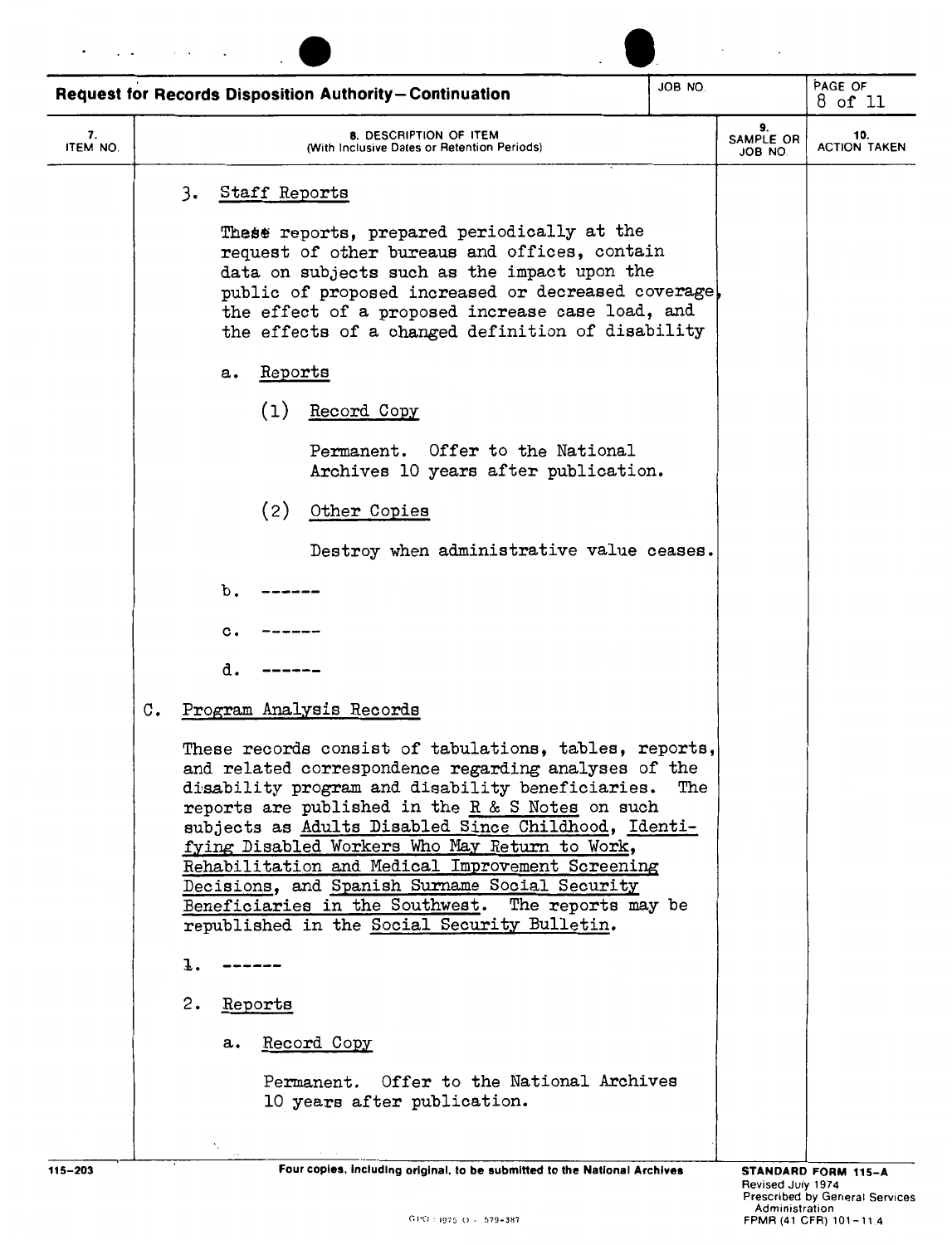**Request for Records Disposition Authority—Continuation**

| 7. ITEM NO. | 8. DESCRIPTION OF ITEM (With Inclusive Dates or Retention Periods) | 9. SAMPLE OR JOB NO. | 10. ACTION TAKEN |
|---|---|---|---|

3. Staff Reports

   These reports, prepared periodically at the request of other bureaus and offices, contain data on subjects such as the impact upon the public of proposed increased or decreased coverage, the effect of a proposed increase case load, and the effects of a changed definition of disability

   a. Reports

      (1) Record Copy

         Permanent. Offer to the National Archives 10 years after publication.

      (2) Other Copies

         Destroy when administrative value ceases.

   b. ------

   c. ------

   d. ------

C. Program Analysis Records

These records consist of tabulations, tables, reports, and related correspondence regarding analyses of the disability program and disability beneficiaries. The reports are published in the R & S Notes on such subjects as Adults Disabled Since Childhood, Identifying Disabled Workers Who May Return to Work, Rehabilitation and Medical Improvement Screening Decisions, and Spanish Surname Social Security Beneficiaries in the Southwest. The reports may be republished in the Social Security Bulletin.

1. ------

2. Reports

   a. Record Copy

      Permanent. Offer to the National Archives 10 years after publication.

Four copies, including original, to be submitted to the National Archives

STANDARD FORM 115-A
Revised July 1974
Prescribed by General Services Administration
FPMR (41 CFR) 101-11.4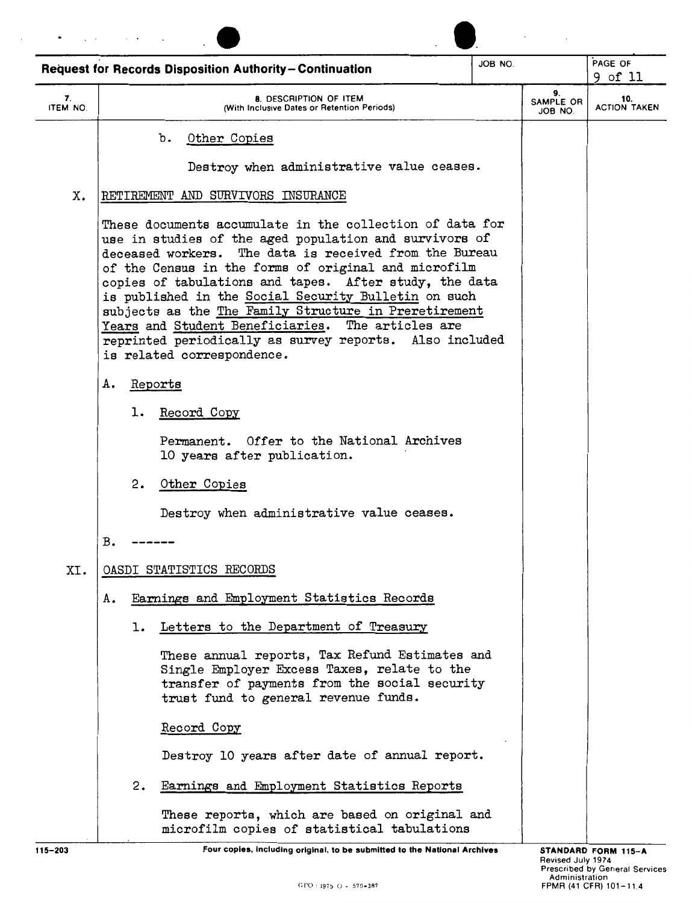**Request for Records Disposition Authority—Continuation**

| 7. ITEM NO. | 8. DESCRIPTION OF ITEM (With Inclusive Dates or Retention Periods) | 9. SAMPLE OR JOB NO. | 10. ACTION TAKEN |
|---|---|---|---|

b. Other Copies

Destroy when administrative value ceases.

X. RETIREMENT AND SURVIVORS INSURANCE

These documents accumulate in the collection of data for use in studies of the aged population and survivors of deceased workers. The data is received from the Bureau of the Census in the forms of original and microfilm copies of tabulations and tapes. After study, the data is published in the Social Security Bulletin on such subjects as the The Family Structure in Preretirement Years and Student Beneficiaries. The articles are reprinted periodically as survey reports. Also included is related correspondence.

A. Reports

1. Record Copy

Permanent. Offer to the National Archives 10 years after publication.

2. Other Copies

Destroy when administrative value ceases.

B. ------

XI. OASDI STATISTICS RECORDS

A. Earnings and Employment Statistics Records

1. Letters to the Department of Treasury

These annual reports, Tax Refund Estimates and Single Employer Excess Taxes, relate to the transfer of payments from the social security trust fund to general revenue funds.

Record Copy

Destroy 10 years after date of annual report.

2. Earnings and Employment Statistics Reports

These reports, which are based on original and microfilm copies of statistical tabulations

115-203 Four copies, including original, to be submitted to the National Archives

STANDARD FORM 115-A
Revised July 1974
Prescribed by General Services Administration
FPMR (41 CFR) 101-11.4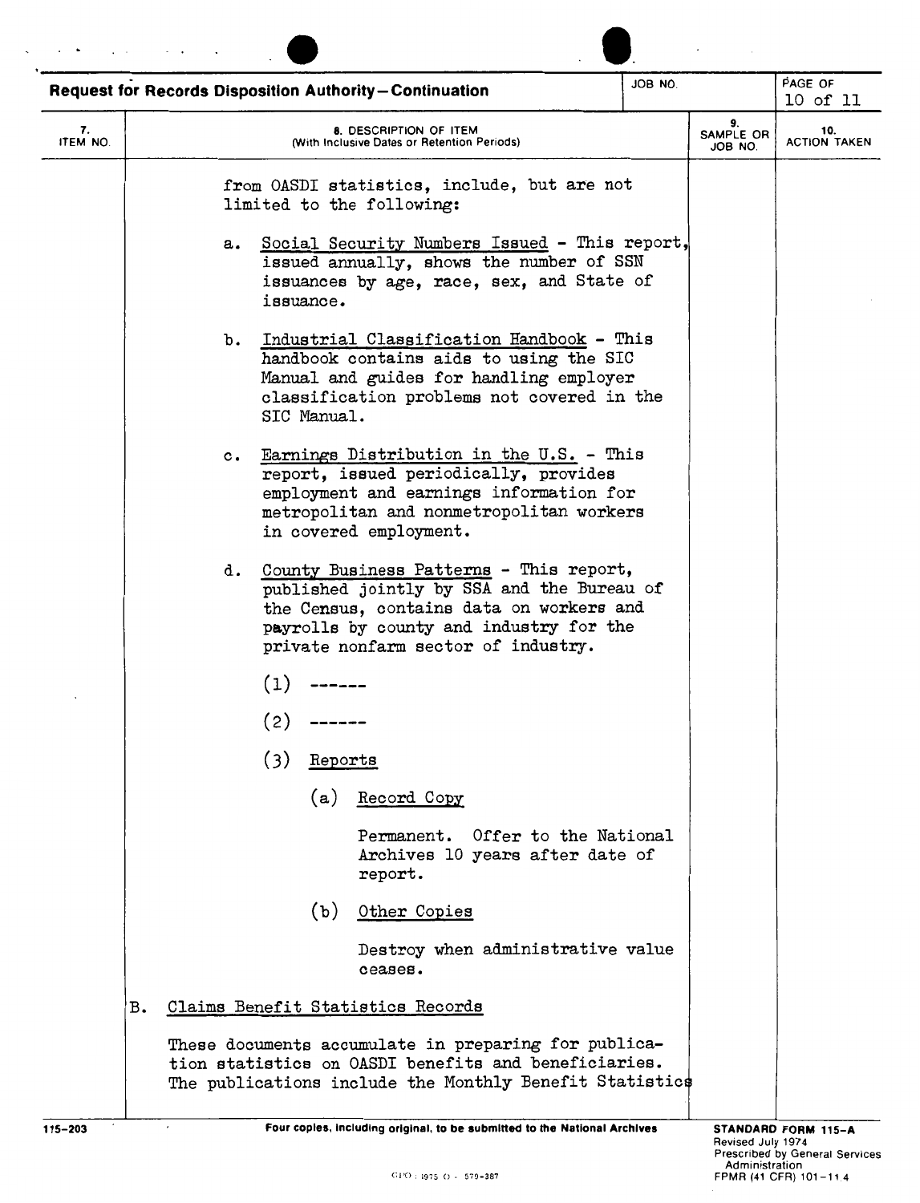**Request for Records Disposition Authority—Continuation**

| 7. ITEM NO. | 8. DESCRIPTION OF ITEM (With Inclusive Dates or Retention Periods) | 9. SAMPLE OR JOB NO. | 10. ACTION TAKEN |
|---|---|---|---|

from OASDI statistics, include, but are not limited to the following:

a. Social Security Numbers Issued - This report, issued annually, shows the number of SSN issuances by age, race, sex, and State of issuance.

b. Industrial Classification Handbook - This handbook contains aids to using the SIC Manual and guides for handling employer classification problems not covered in the SIC Manual.

c. Earnings Distribution in the U.S. - This report, issued periodically, provides employment and earnings information for metropolitan and nonmetropolitan workers in covered employment.

d. County Business Patterns - This report, published jointly by SSA and the Bureau of the Census, contains data on workers and payrolls by county and industry for the private nonfarm sector of industry.

(1) ------

(2) ------

(3) Reports

(a) Record Copy

Permanent. Offer to the National Archives 10 years after date of report.

(b) Other Copies

Destroy when administrative value ceases.

B. Claims Benefit Statistics Records

These documents accumulate in preparing for publication statistics on OASDI benefits and beneficiaries. The publications include the Monthly Benefit Statistics

Four copies, including original, to be submitted to the National Archives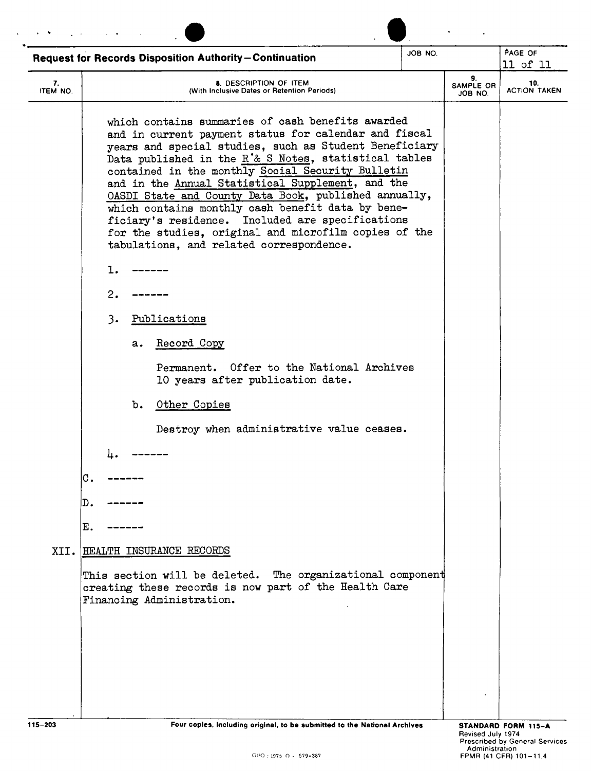**Request for Records Disposition Authority—Continuation**

| 7. ITEM NO. | 8. DESCRIPTION OF ITEM (With Inclusive Dates or Retention Periods) | 9. SAMPLE OR JOB NO. | 10. ACTION TAKEN |
|---|---|---|---|

which contains summaries of cash benefits awarded and in current payment status for calendar and fiscal years and special studies, such as Student Beneficiary Data published in the R & S Notes, statistical tables contained in the monthly Social Security Bulletin and in the Annual Statistical Supplement, and the OASDI State and County Data Book, published annually, which contains monthly cash benefit data by beneficiary's residence. Included are specifications for the studies, original and microfilm copies of the tabulations, and related correspondence.

1. ------

2. ------

3. Publications

   a. Record Copy

      Permanent. Offer to the National Archives 10 years after publication date.

   b. Other Copies

      Destroy when administrative value ceases.

4. ------

C. ------

D. ------

E. ------

XII. HEALTH INSURANCE RECORDS

This section will be deleted. The organizational component creating these records is now part of the Health Care Financing Administration.

115-203 — Four copies, including original, to be submitted to the National Archives

STANDARD FORM 115-A
Revised July 1974
Prescribed by General Services Administration
FPMR (41 CFR) 101-11.4

GPO : 1975 O - 579-387